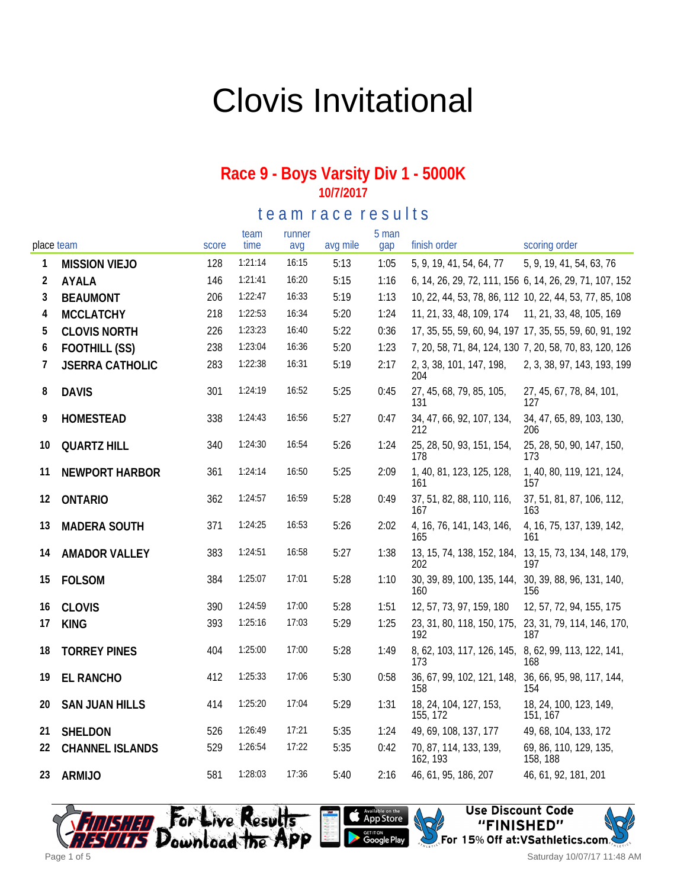# Clovis Invitational

## Race 9 - Boys Varsity Div 1 - 5000K

**10/7/2017**

### team race results

| place | team | score | team time | runner avg | avg mile | 5 man gap | finish order | scoring order |
|---|---|---|---|---|---|---|---|---|
| 1 | MISSION VIEJO | 128 | 1:21:14 | 16:15 | 5:13 | 1:05 | 5, 9, 19, 41, 54, 64, 77 | 5, 9, 19, 41, 54, 63, 76 |
| 2 | AYALA | 146 | 1:21:41 | 16:20 | 5:15 | 1:16 | 6, 14, 26, 29, 72, 111, 156 | 6, 14, 26, 29, 71, 107, 152 |
| 3 | BEAUMONT | 206 | 1:22:47 | 16:33 | 5:19 | 1:13 | 10, 22, 44, 53, 78, 86, 112 | 10, 22, 44, 53, 77, 85, 108 |
| 4 | MCCLATCHY | 218 | 1:22:53 | 16:34 | 5:20 | 1:24 | 11, 21, 33, 48, 109, 174 | 11, 21, 33, 48, 105, 169 |
| 5 | CLOVIS NORTH | 226 | 1:23:23 | 16:40 | 5:22 | 0:36 | 17, 35, 55, 59, 60, 94, 197 | 17, 35, 55, 59, 60, 91, 192 |
| 6 | FOOTHILL (SS) | 238 | 1:23:04 | 16:36 | 5:20 | 1:23 | 7, 20, 58, 71, 84, 124, 130 | 7, 20, 58, 70, 83, 120, 126 |
| 7 | JSERRA CATHOLIC | 283 | 1:22:38 | 16:31 | 5:19 | 2:17 | 2, 3, 38, 101, 147, 198, 204 | 2, 3, 38, 97, 143, 193, 199 |
| 8 | DAVIS | 301 | 1:24:19 | 16:52 | 5:25 | 0:45 | 27, 45, 68, 79, 85, 105, 131 | 27, 45, 67, 78, 84, 101, 127 |
| 9 | HOMESTEAD | 338 | 1:24:43 | 16:56 | 5:27 | 0:47 | 34, 47, 66, 92, 107, 134, 212 | 34, 47, 65, 89, 103, 130, 206 |
| 10 | QUARTZ HILL | 340 | 1:24:30 | 16:54 | 5:26 | 1:24 | 25, 28, 50, 93, 151, 154, 178 | 25, 28, 50, 90, 147, 150, 173 |
| 11 | NEWPORT HARBOR | 361 | 1:24:14 | 16:50 | 5:25 | 2:09 | 1, 40, 81, 123, 125, 128, 161 | 1, 40, 80, 119, 121, 124, 157 |
| 12 | ONTARIO | 362 | 1:24:57 | 16:59 | 5:28 | 0:49 | 37, 51, 82, 88, 110, 116, 167 | 37, 51, 81, 87, 106, 112, 163 |
| 13 | MADERA SOUTH | 371 | 1:24:25 | 16:53 | 5:26 | 2:02 | 4, 16, 76, 141, 143, 146, 165 | 4, 16, 75, 137, 139, 142, 161 |
| 14 | AMADOR VALLEY | 383 | 1:24:51 | 16:58 | 5:27 | 1:38 | 13, 15, 74, 138, 152, 184, 202 | 13, 15, 73, 134, 148, 179, 197 |
| 15 | FOLSOM | 384 | 1:25:07 | 17:01 | 5:28 | 1:10 | 30, 39, 89, 100, 135, 144, 160 | 30, 39, 88, 96, 131, 140, 156 |
| 16 | CLOVIS | 390 | 1:24:59 | 17:00 | 5:28 | 1:51 | 12, 57, 73, 97, 159, 180 | 12, 57, 72, 94, 155, 175 |
| 17 | KING | 393 | 1:25:16 | 17:03 | 5:29 | 1:25 | 23, 31, 80, 118, 150, 175, 192 | 23, 31, 79, 114, 146, 170, 187 |
| 18 | TORREY PINES | 404 | 1:25:00 | 17:00 | 5:28 | 1:49 | 8, 62, 103, 117, 126, 145, 173 | 8, 62, 99, 113, 122, 141, 168 |
| 19 | EL RANCHO | 412 | 1:25:33 | 17:06 | 5:30 | 0:58 | 36, 67, 99, 102, 121, 148, 158 | 36, 66, 95, 98, 117, 144, 154 |
| 20 | SAN JUAN HILLS | 414 | 1:25:20 | 17:04 | 5:29 | 1:31 | 18, 24, 104, 127, 153, 155, 172 | 18, 24, 100, 123, 149, 151, 167 |
| 21 | SHELDON | 526 | 1:26:49 | 17:21 | 5:35 | 1:24 | 49, 69, 108, 137, 177 | 49, 68, 104, 133, 172 |
| 22 | CHANNEL ISLANDS | 529 | 1:26:54 | 17:22 | 5:35 | 0:42 | 70, 87, 114, 133, 139, 162, 193 | 69, 86, 110, 129, 135, 158, 188 |
| 23 | ARMIJO | 581 | 1:28:03 | 17:36 | 5:40 | 2:16 | 46, 61, 95, 186, 207 | 46, 61, 92, 181, 201 |

Finished Results — For Live Results Download the App — Available on the App Store — Get it on Google Play

Use Discount Code "FINISHED" For 15% Off at:VSathletics.com

Saturday 10/07/17 11:48 AM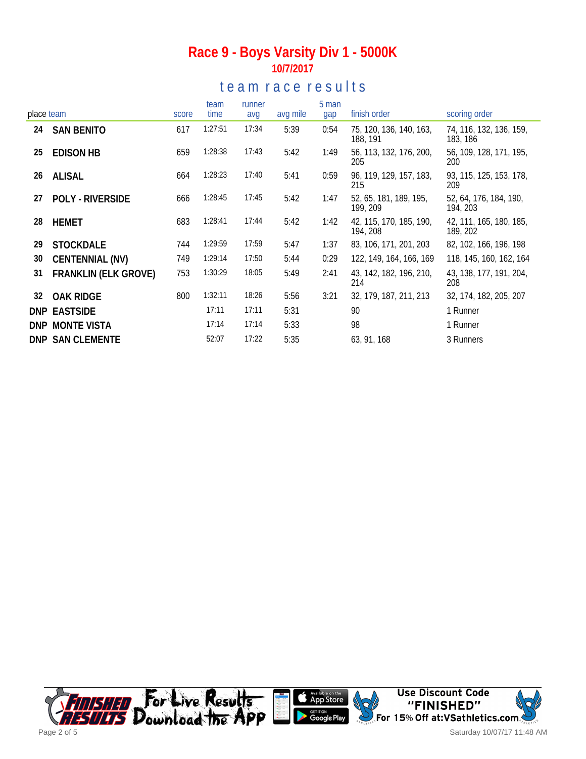# Race 9 - Boys Varsity Div 1 - 5000K

**10/7/2017**

## team race results

| place | team | score | team time | runner avg | avg mile | 5 man gap | finish order | scoring order |
|---|---|---|---|---|---|---|---|---|
| 24 | **SAN BENITO** | 617 | 1:27:51 | 17:34 | 5:39 | 0:54 | 75, 120, 136, 140, 163, 188, 191 | 74, 116, 132, 136, 159, 183, 186 |
| 25 | **EDISON HB** | 659 | 1:28:38 | 17:43 | 5:42 | 1:49 | 56, 113, 132, 176, 200, 205 | 56, 109, 128, 171, 195, 200 |
| 26 | **ALISAL** | 664 | 1:28:23 | 17:40 | 5:41 | 0:59 | 96, 119, 129, 157, 183, 215 | 93, 115, 125, 153, 178, 209 |
| 27 | **POLY - RIVERSIDE** | 666 | 1:28:45 | 17:45 | 5:42 | 1:47 | 52, 65, 181, 189, 195, 199, 209 | 52, 64, 176, 184, 190, 194, 203 |
| 28 | **HEMET** | 683 | 1:28:41 | 17:44 | 5:42 | 1:42 | 42, 115, 170, 185, 190, 194, 208 | 42, 111, 165, 180, 185, 189, 202 |
| 29 | **STOCKDALE** | 744 | 1:29:59 | 17:59 | 5:47 | 1:37 | 83, 106, 171, 201, 203 | 82, 102, 166, 196, 198 |
| 30 | **CENTENNIAL (NV)** | 749 | 1:29:14 | 17:50 | 5:44 | 0:29 | 122, 149, 164, 166, 169 | 118, 145, 160, 162, 164 |
| 31 | **FRANKLIN (ELK GROVE)** | 753 | 1:30:29 | 18:05 | 5:49 | 2:41 | 43, 142, 182, 196, 210, 214 | 43, 138, 177, 191, 204, 208 |
| 32 | **OAK RIDGE** | 800 | 1:32:11 | 18:26 | 5:56 | 3:21 | 32, 179, 187, 211, 213 | 32, 174, 182, 205, 207 |
| DNP | **EASTSIDE** | | 17:11 | 17:11 | 5:31 | | 90 | 1 Runner |
| DNP | **MONTE VISTA** | | 17:14 | 17:14 | 5:33 | | 98 | 1 Runner |
| DNP | **SAN CLEMENTE** | | 52:07 | 17:22 | 5:35 | | 63, 91, 168 | 3 Runners |

For Live Results Download the App — Available on the App Store / Get it on Google Play

Use Discount Code "FINISHED" For 15% Off at:VSathletics.com

Saturday 10/07/17 11:48 AM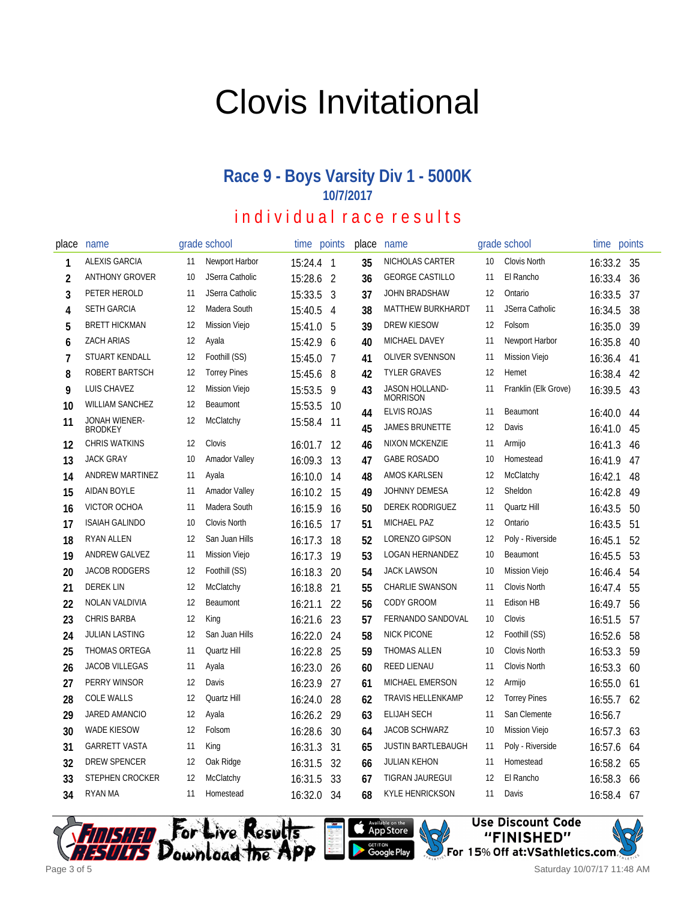# Clovis Invitational

## Race 9 - Boys Varsity Div 1 - 5000K

### 10/7/2017

### individual race results

| place | name | grade | school | time | points |
|---|---|---|---|---|---|
| 1 | ALEXIS GARCIA | 11 | Newport Harbor | 15:24.4 | 1 |
| 2 | ANTHONY GROVER | 10 | JSerra Catholic | 15:28.6 | 2 |
| 3 | PETER HEROLD | 11 | JSerra Catholic | 15:33.5 | 3 |
| 4 | SETH GARCIA | 12 | Madera South | 15:40.5 | 4 |
| 5 | BRETT HICKMAN | 12 | Mission Viejo | 15:41.0 | 5 |
| 6 | ZACH ARIAS | 12 | Ayala | 15:42.9 | 6 |
| 7 | STUART KENDALL | 12 | Foothill (SS) | 15:45.0 | 7 |
| 8 | ROBERT BARTSCH | 12 | Torrey Pines | 15:45.6 | 8 |
| 9 | LUIS CHAVEZ | 12 | Mission Viejo | 15:53.5 | 9 |
| 10 | WILLIAM SANCHEZ | 12 | Beaumont | 15:53.5 | 10 |
| 11 | JONAH WIENER-BRODKEY | 12 | McClatchy | 15:58.4 | 11 |
| 12 | CHRIS WATKINS | 12 | Clovis | 16:01.7 | 12 |
| 13 | JACK GRAY | 10 | Amador Valley | 16:09.3 | 13 |
| 14 | ANDREW MARTINEZ | 11 | Ayala | 16:10.0 | 14 |
| 15 | AIDAN BOYLE | 11 | Amador Valley | 16:10.2 | 15 |
| 16 | VICTOR OCHOA | 11 | Madera South | 16:15.9 | 16 |
| 17 | ISAIAH GALINDO | 10 | Clovis North | 16:16.5 | 17 |
| 18 | RYAN ALLEN | 12 | San Juan Hills | 16:17.3 | 18 |
| 19 | ANDREW GALVEZ | 11 | Mission Viejo | 16:17.3 | 19 |
| 20 | JACOB RODGERS | 12 | Foothill (SS) | 16:18.3 | 20 |
| 21 | DEREK LIN | 12 | McClatchy | 16:18.8 | 21 |
| 22 | NOLAN VALDIVIA | 12 | Beaumont | 16:21.1 | 22 |
| 23 | CHRIS BARBA | 12 | King | 16:21.6 | 23 |
| 24 | JULIAN LASTING | 12 | San Juan Hills | 16:22.0 | 24 |
| 25 | THOMAS ORTEGA | 11 | Quartz Hill | 16:22.8 | 25 |
| 26 | JACOB VILLEGAS | 11 | Ayala | 16:23.0 | 26 |
| 27 | PERRY WINSOR | 12 | Davis | 16:23.9 | 27 |
| 28 | COLE WALLS | 12 | Quartz Hill | 16:24.0 | 28 |
| 29 | JARED AMANCIO | 12 | Ayala | 16:26.2 | 29 |
| 30 | WADE KIESOW | 12 | Folsom | 16:28.6 | 30 |
| 31 | GARRETT VASTA | 11 | King | 16:31.3 | 31 |
| 32 | DREW SPENCER | 12 | Oak Ridge | 16:31.5 | 32 |
| 33 | STEPHEN CROCKER | 12 | McClatchy | 16:31.5 | 33 |
| 34 | RYAN MA | 11 | Homestead | 16:32.0 | 34 |
| 35 | NICHOLAS CARTER | 10 | Clovis North | 16:33.2 | 35 |
| 36 | GEORGE CASTILLO | 11 | El Rancho | 16:33.4 | 36 |
| 37 | JOHN BRADSHAW | 12 | Ontario | 16:33.5 | 37 |
| 38 | MATTHEW BURKHARDT | 11 | JSerra Catholic | 16:34.5 | 38 |
| 39 | DREW KIESOW | 12 | Folsom | 16:35.0 | 39 |
| 40 | MICHAEL DAVEY | 11 | Newport Harbor | 16:35.8 | 40 |
| 41 | OLIVER SVENNSON | 11 | Mission Viejo | 16:36.4 | 41 |
| 42 | TYLER GRAVES | 12 | Hemet | 16:38.4 | 42 |
| 43 | JASON HOLLAND-MORRISON | 11 | Franklin (Elk Grove) | 16:39.5 | 43 |
| 44 | ELVIS ROJAS | 11 | Beaumont | 16:40.0 | 44 |
| 45 | JAMES BRUNETTE | 12 | Davis | 16:41.0 | 45 |
| 46 | NIXON MCKENZIE | 11 | Armijo | 16:41.3 | 46 |
| 47 | GABE ROSADO | 10 | Homestead | 16:41.9 | 47 |
| 48 | AMOS KARLSEN | 12 | McClatchy | 16:42.1 | 48 |
| 49 | JOHNNY DEMESA | 12 | Sheldon | 16:42.8 | 49 |
| 50 | DEREK RODRIGUEZ | 11 | Quartz Hill | 16:43.5 | 50 |
| 51 | MICHAEL PAZ | 12 | Ontario | 16:43.5 | 51 |
| 52 | LORENZO GIPSON | 12 | Poly - Riverside | 16:45.1 | 52 |
| 53 | LOGAN HERNANDEZ | 10 | Beaumont | 16:45.5 | 53 |
| 54 | JACK LAWSON | 10 | Mission Viejo | 16:46.4 | 54 |
| 55 | CHARLIE SWANSON | 11 | Clovis North | 16:47.4 | 55 |
| 56 | CODY GROOM | 11 | Edison HB | 16:49.7 | 56 |
| 57 | FERNANDO SANDOVAL | 10 | Clovis | 16:51.5 | 57 |
| 58 | NICK PICONE | 12 | Foothill (SS) | 16:52.6 | 58 |
| 59 | THOMAS ALLEN | 10 | Clovis North | 16:53.3 | 59 |
| 60 | REED LIENAU | 11 | Clovis North | 16:53.3 | 60 |
| 61 | MICHAEL EMERSON | 12 | Armijo | 16:55.0 | 61 |
| 62 | TRAVIS HELLENKAMP | 12 | Torrey Pines | 16:55.7 | 62 |
| 63 | ELIJAH SECH | 11 | San Clemente | 16:56.7 | |
| 64 | JACOB SCHWARZ | 10 | Mission Viejo | 16:57.3 | 63 |
| 65 | JUSTIN BARTLEBAUGH | 11 | Poly - Riverside | 16:57.6 | 64 |
| 66 | JULIAN KEHON | 11 | Homestead | 16:58.2 | 65 |
| 67 | TIGRAN JAUREGUI | 12 | El Rancho | 16:58.3 | 66 |
| 68 | KYLE HENRICKSON | 11 | Davis | 16:58.4 | 67 |

For Live Results Download the App — Available on the App Store / Get it on Google Play

Use Discount Code "FINISHED" For 15% Off at:VSathletics.com

Saturday 10/07/17 11:48 AM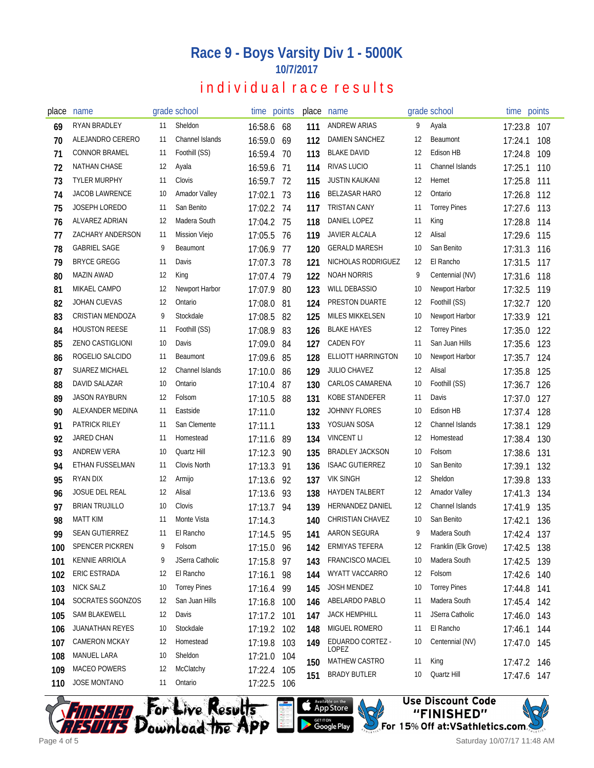# Race 9 - Boys Varsity Div 1 - 5000K

## 10/7/2017

## individual race results

| place | name | grade | school | time | points |
|---|---|---|---|---|---|
| 69 | RYAN BRADLEY | 11 | Sheldon | 16:58.6 | 68 |
| 70 | ALEJANDRO CERERO | 11 | Channel Islands | 16:59.0 | 69 |
| 71 | CONNOR BRAMEL | 11 | Foothill (SS) | 16:59.4 | 70 |
| 72 | NATHAN CHASE | 12 | Ayala | 16:59.6 | 71 |
| 73 | TYLER MURPHY | 11 | Clovis | 16:59.7 | 72 |
| 74 | JACOB LAWRENCE | 10 | Amador Valley | 17:02.1 | 73 |
| 75 | JOSEPH LOREDO | 11 | San Benito | 17:02.2 | 74 |
| 76 | ALVAREZ ADRIAN | 12 | Madera South | 17:04.2 | 75 |
| 77 | ZACHARY ANDERSON | 11 | Mission Viejo | 17:05.5 | 76 |
| 78 | GABRIEL SAGE | 9 | Beaumont | 17:06.9 | 77 |
| 79 | BRYCE GREGG | 11 | Davis | 17:07.3 | 78 |
| 80 | MAZIN AWAD | 12 | King | 17:07.4 | 79 |
| 81 | MIKAEL CAMPO | 12 | Newport Harbor | 17:07.9 | 80 |
| 82 | JOHAN CUEVAS | 12 | Ontario | 17:08.0 | 81 |
| 83 | CRISTIAN MENDOZA | 9 | Stockdale | 17:08.5 | 82 |
| 84 | HOUSTON REESE | 11 | Foothill (SS) | 17:08.9 | 83 |
| 85 | ZENO CASTIGLIONI | 10 | Davis | 17:09.0 | 84 |
| 86 | ROGELIO SALCIDO | 11 | Beaumont | 17:09.6 | 85 |
| 87 | SUAREZ MICHAEL | 12 | Channel Islands | 17:10.0 | 86 |
| 88 | DAVID SALAZAR | 10 | Ontario | 17:10.4 | 87 |
| 89 | JASON RAYBURN | 12 | Folsom | 17:10.5 | 88 |
| 90 | ALEXANDER MEDINA | 11 | Eastside | 17:11.0 | |
| 91 | PATRICK RILEY | 11 | San Clemente | 17:11.1 | |
| 92 | JARED CHAN | 11 | Homestead | 17:11.6 | 89 |
| 93 | ANDREW VERA | 10 | Quartz Hill | 17:12.3 | 90 |
| 94 | ETHAN FUSSELMAN | 11 | Clovis North | 17:13.3 | 91 |
| 95 | RYAN DIX | 12 | Armijo | 17:13.6 | 92 |
| 96 | JOSUE DEL REAL | 12 | Alisal | 17:13.6 | 93 |
| 97 | BRIAN TRUJILLO | 10 | Clovis | 17:13.7 | 94 |
| 98 | MATT KIM | 11 | Monte Vista | 17:14.3 | |
| 99 | SEAN GUTIERREZ | 11 | El Rancho | 17:14.5 | 95 |
| 100 | SPENCER PICKREN | 9 | Folsom | 17:15.0 | 96 |
| 101 | KENNIE ARRIOLA | 9 | JSerra Catholic | 17:15.8 | 97 |
| 102 | ERIC ESTRADA | 12 | El Rancho | 17:16.1 | 98 |
| 103 | NICK SALZ | 10 | Torrey Pines | 17:16.4 | 99 |
| 104 | SOCRATES SGONZOS | 12 | San Juan Hills | 17:16.8 | 100 |
| 105 | SAM BLAKEWELL | 12 | Davis | 17:17.2 | 101 |
| 106 | JUANATHAN REYES | 10 | Stockdale | 17:19.2 | 102 |
| 107 | CAMERON MCKAY | 12 | Homestead | 17:19.8 | 103 |
| 108 | MANUEL LARA | 10 | Sheldon | 17:21.0 | 104 |
| 109 | MACEO POWERS | 12 | McClatchy | 17:22.4 | 105 |
| 110 | JOSE MONTANO | 11 | Ontario | 17:22.5 | 106 |
| 111 | ANDREW ARIAS | 9 | Ayala | 17:23.8 | 107 |
| 112 | DAMIEN SANCHEZ | 12 | Beaumont | 17:24.1 | 108 |
| 113 | BLAKE DAVID | 12 | Edison HB | 17:24.8 | 109 |
| 114 | RIVAS LUCIO | 11 | Channel Islands | 17:25.1 | 110 |
| 115 | JUSTIN KAUKANI | 12 | Hemet | 17:25.8 | 111 |
| 116 | BELZASAR HARO | 12 | Ontario | 17:26.8 | 112 |
| 117 | TRISTAN CANY | 11 | Torrey Pines | 17:27.6 | 113 |
| 118 | DANIEL LOPEZ | 11 | King | 17:28.8 | 114 |
| 119 | JAVIER ALCALA | 12 | Alisal | 17:29.6 | 115 |
| 120 | GERALD MARESH | 10 | San Benito | 17:31.3 | 116 |
| 121 | NICHOLAS RODRIGUEZ | 12 | El Rancho | 17:31.5 | 117 |
| 122 | NOAH NORRIS | 9 | Centennial (NV) | 17:31.6 | 118 |
| 123 | WILL DEBASSIO | 10 | Newport Harbor | 17:32.5 | 119 |
| 124 | PRESTON DUARTE | 12 | Foothill (SS) | 17:32.7 | 120 |
| 125 | MILES MIKKELSEN | 10 | Newport Harbor | 17:33.9 | 121 |
| 126 | BLAKE HAYES | 12 | Torrey Pines | 17:35.0 | 122 |
| 127 | CADEN FOY | 11 | San Juan Hills | 17:35.6 | 123 |
| 128 | ELLIOTT HARRINGTON | 10 | Newport Harbor | 17:35.7 | 124 |
| 129 | JULIO CHAVEZ | 12 | Alisal | 17:35.8 | 125 |
| 130 | CARLOS CAMARENA | 10 | Foothill (SS) | 17:36.7 | 126 |
| 131 | KOBE STANDEFER | 11 | Davis | 17:37.0 | 127 |
| 132 | JOHNNY FLORES | 10 | Edison HB | 17:37.4 | 128 |
| 133 | YOSUAN SOSA | 12 | Channel Islands | 17:38.1 | 129 |
| 134 | VINCENT LI | 12 | Homestead | 17:38.4 | 130 |
| 135 | BRADLEY JACKSON | 10 | Folsom | 17:38.6 | 131 |
| 136 | ISAAC GUTIERREZ | 10 | San Benito | 17:39.1 | 132 |
| 137 | VIK SINGH | 12 | Sheldon | 17:39.8 | 133 |
| 138 | HAYDEN TALBERT | 12 | Amador Valley | 17:41.3 | 134 |
| 139 | HERNANDEZ DANIEL | 12 | Channel Islands | 17:41.9 | 135 |
| 140 | CHRISTIAN CHAVEZ | 10 | San Benito | 17:42.1 | 136 |
| 141 | AARON SEGURA | 9 | Madera South | 17:42.4 | 137 |
| 142 | ERMIYAS TEFERA | 12 | Franklin (Elk Grove) | 17:42.5 | 138 |
| 143 | FRANCISCO MACIEL | 10 | Madera South | 17:42.5 | 139 |
| 144 | WYATT VACCARRO | 12 | Folsom | 17:42.6 | 140 |
| 145 | JOSH MENDEZ | 10 | Torrey Pines | 17:44.8 | 141 |
| 146 | ABELARDO PABLO | 11 | Madera South | 17:45.4 | 142 |
| 147 | JACK HEMPHILL | 11 | JSerra Catholic | 17:46.0 | 143 |
| 148 | MIGUEL ROMERO | 11 | El Rancho | 17:46.1 | 144 |
| 149 | EDUARDO CORTEZ - LOPEZ | 10 | Centennial (NV) | 17:47.0 | 145 |
| 150 | MATHEW CASTRO | 11 | King | 17:47.2 | 146 |
| 151 | BRADY BUTLER | 10 | Quartz Hill | 17:47.6 | 147 |

For Live Results Download the App — Available on the App Store / Get it on Google Play

Use Discount Code "FINISHED" For 15% Off at:VSathletics.com

Saturday 10/07/17 11:48 AM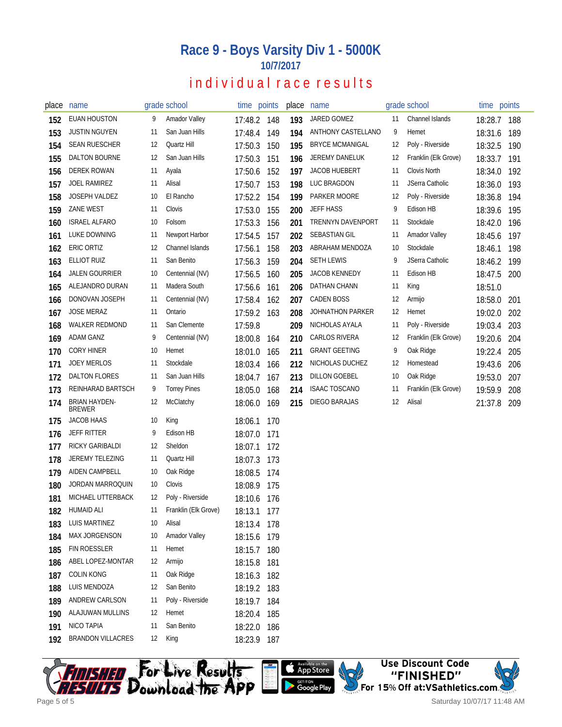# Race 9 - Boys Varsity Div 1 - 5000K

**10/7/2017**

## individual race results

| place | name | grade | school | time | points |
|---|---|---|---|---|---|
| 152 | EUAN HOUSTON | 9 | Amador Valley | 17:48.2 | 148 |
| 153 | JUSTIN NGUYEN | 11 | San Juan Hills | 17:48.4 | 149 |
| 154 | SEAN RUESCHER | 12 | Quartz Hill | 17:50.3 | 150 |
| 155 | DALTON BOURNE | 12 | San Juan Hills | 17:50.3 | 151 |
| 156 | DEREK ROWAN | 11 | Ayala | 17:50.6 | 152 |
| 157 | JOEL RAMIREZ | 11 | Alisal | 17:50.7 | 153 |
| 158 | JOSEPH VALDEZ | 10 | El Rancho | 17:52.2 | 154 |
| 159 | ZANE WEST | 11 | Clovis | 17:53.0 | 155 |
| 160 | ISRAEL ALFARO | 10 | Folsom | 17:53.3 | 156 |
| 161 | LUKE DOWNING | 11 | Newport Harbor | 17:54.5 | 157 |
| 162 | ERIC ORTIZ | 12 | Channel Islands | 17:56.1 | 158 |
| 163 | ELLIOT RUIZ | 11 | San Benito | 17:56.3 | 159 |
| 164 | JALEN GOURRIER | 10 | Centennial (NV) | 17:56.5 | 160 |
| 165 | ALEJANDRO DURAN | 11 | Madera South | 17:56.6 | 161 |
| 166 | DONOVAN JOSEPH | 11 | Centennial (NV) | 17:58.4 | 162 |
| 167 | JOSE MERAZ | 11 | Ontario | 17:59.2 | 163 |
| 168 | WALKER REDMOND | 11 | San Clemente | 17:59.8 | |
| 169 | ADAM GANZ | 9 | Centennial (NV) | 18:00.8 | 164 |
| 170 | CORY HINER | 10 | Hemet | 18:01.0 | 165 |
| 171 | JOEY MERLOS | 11 | Stockdale | 18:03.4 | 166 |
| 172 | DALTON FLORES | 11 | San Juan Hills | 18:04.7 | 167 |
| 173 | REINHARAD BARTSCH | 9 | Torrey Pines | 18:05.0 | 168 |
| 174 | BRIAN HAYDEN-BREWER | 12 | McClatchy | 18:06.0 | 169 |
| 175 | JACOB HAAS | 10 | King | 18:06.1 | 170 |
| 176 | JEFF RITTER | 9 | Edison HB | 18:07.0 | 171 |
| 177 | RICKY GARIBALDI | 12 | Sheldon | 18:07.1 | 172 |
| 178 | JEREMY TELEZING | 11 | Quartz Hill | 18:07.3 | 173 |
| 179 | AIDEN CAMPBELL | 10 | Oak Ridge | 18:08.5 | 174 |
| 180 | JORDAN MARROQUIN | 10 | Clovis | 18:08.9 | 175 |
| 181 | MICHAEL UTTERBACK | 12 | Poly - Riverside | 18:10.6 | 176 |
| 182 | HUMAID ALI | 11 | Franklin (Elk Grove) | 18:13.1 | 177 |
| 183 | LUIS MARTINEZ | 10 | Alisal | 18:13.4 | 178 |
| 184 | MAX JORGENSON | 10 | Amador Valley | 18:15.6 | 179 |
| 185 | FIN ROESSLER | 11 | Hemet | 18:15.7 | 180 |
| 186 | ABEL LOPEZ-MONTAR | 12 | Armijo | 18:15.8 | 181 |
| 187 | COLIN KONG | 11 | Oak Ridge | 18:16.3 | 182 |
| 188 | LUIS MENDOZA | 12 | San Benito | 18:19.2 | 183 |
| 189 | ANDREW CARLSON | 11 | Poly - Riverside | 18:19.7 | 184 |
| 190 | ALAJUWAN MULLINS | 12 | Hemet | 18:20.4 | 185 |
| 191 | NICO TAPIA | 11 | San Benito | 18:22.0 | 186 |
| 192 | BRANDON VILLACRES | 12 | King | 18:23.9 | 187 |
| 193 | JARED GOMEZ | 11 | Channel Islands | 18:28.7 | 188 |
| 194 | ANTHONY CASTELLANO | 9 | Hemet | 18:31.6 | 189 |
| 195 | BRYCE MCMANIGAL | 12 | Poly - Riverside | 18:32.5 | 190 |
| 196 | JEREMY DANELUK | 12 | Franklin (Elk Grove) | 18:33.7 | 191 |
| 197 | JACOB HUEBERT | 11 | Clovis North | 18:34.0 | 192 |
| 198 | LUC BRAGDON | 11 | JSerra Catholic | 18:36.0 | 193 |
| 199 | PARKER MOORE | 12 | Poly - Riverside | 18:36.8 | 194 |
| 200 | JEFF HASS | 9 | Edison HB | 18:39.6 | 195 |
| 201 | TRENNYN DAVENPORT | 11 | Stockdale | 18:42.0 | 196 |
| 202 | SEBASTIAN GIL | 11 | Amador Valley | 18:45.6 | 197 |
| 203 | ABRAHAM MENDOZA | 10 | Stockdale | 18:46.1 | 198 |
| 204 | SETH LEWIS | 9 | JSerra Catholic | 18:46.2 | 199 |
| 205 | JACOB KENNEDY | 11 | Edison HB | 18:47.5 | 200 |
| 206 | DATHAN CHANN | 11 | King | 18:51.0 | |
| 207 | CADEN BOSS | 12 | Armijo | 18:58.0 | 201 |
| 208 | JOHNATHON PARKER | 12 | Hemet | 19:02.0 | 202 |
| 209 | NICHOLAS AYALA | 11 | Poly - Riverside | 19:03.4 | 203 |
| 210 | CARLOS RIVERA | 12 | Franklin (Elk Grove) | 19:20.6 | 204 |
| 211 | GRANT GEETING | 9 | Oak Ridge | 19:22.4 | 205 |
| 212 | NICHOLAS DUCHEZ | 12 | Homestead | 19:43.6 | 206 |
| 213 | DILLON GOEBEL | 10 | Oak Ridge | 19:53.0 | 207 |
| 214 | ISAAC TOSCANO | 11 | Franklin (Elk Grove) | 19:59.9 | 208 |
| 215 | DIEGO BARAJAS | 12 | Alisal | 21:37.8 | 209 |

Finished Results — For Live Results Download the App — Available on the App Store / Get it on Google Play

Use Discount Code "FINISHED" For 15% Off at:VSathletics.com

Saturday 10/07/17 11:48 AM